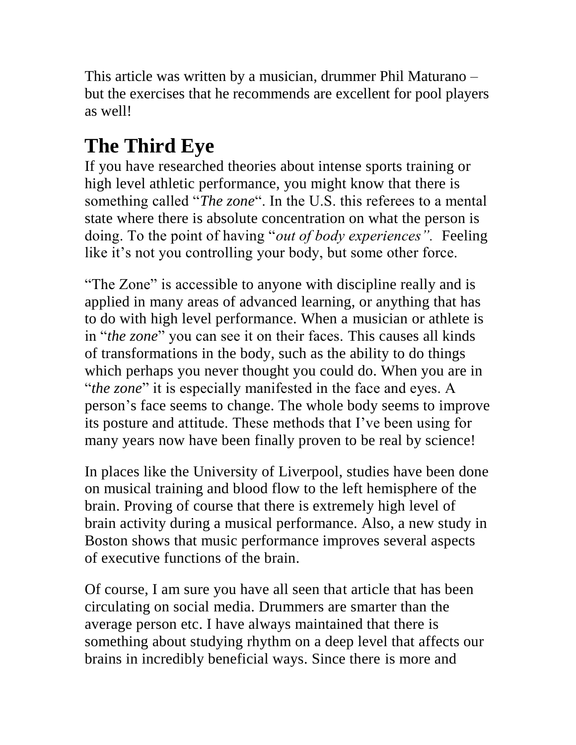This article was written by a musician, drummer Phil Maturano – but the exercises that he recommends are excellent for pool players as well!

# The Third Eye

If you have researched theories about intense sports training or high level athletic performance, you might know that there is something called "*The zone*". In the U.S. this referees to a mental state where there is absolute concentration on what the person is doing. To the point of having "*out of body experiences".* Feeling like it's not you controlling your body, but some other force.

"The Zone" is accessible to anyone with discipline really and is applied in many areas of advanced learning, or anything that has to do with high level performance. When a musician or athlete is in "*the zone*" you can see it on their faces. This causes all kinds of transformations in the body, such as the ability to do things which perhaps you never thought you could do. When you are in "*the zone*" it is especially manifested in the face and eyes. A person's face seems to change. The whole body seems to improve its posture and attitude. These methods that I've been using for many years now have been finally proven to be real by science!

In places like the University of Liverpool, studies have been done on musical training and blood flow to the left hemisphere of the brain. Proving of course that there is extremely high level of brain activity during a musical performance. Also, a new study in Boston shows that music performance improves several aspects of executive functions of the brain.

Of course, I am sure you have all seen that article that has been circulating on social media. Drummers are smarter than the average person etc. I have always maintained that there is something about studying rhythm on a deep level that affects our brains in incredibly beneficial ways. Since there is more and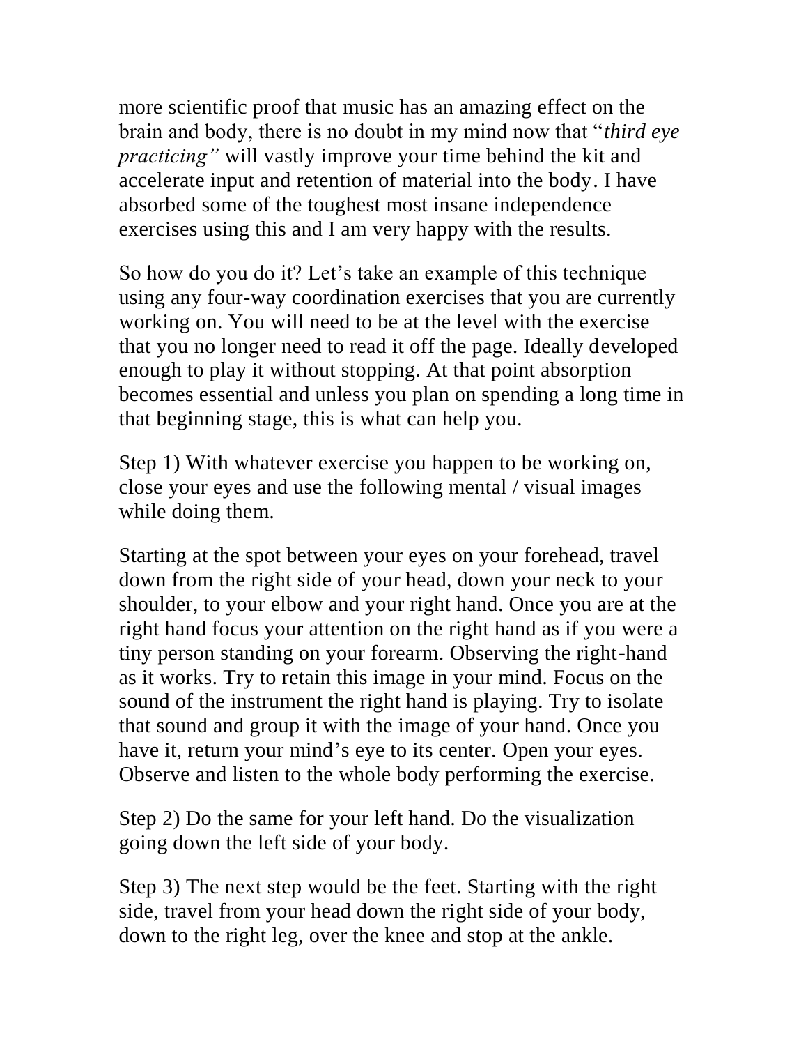more scientific proof that music has an amazing effect on the brain and body, there is no doubt in my mind now that "*third eye practicing"* will vastly improve your time behind the kit and accelerate input and retention of material into the body. I have absorbed some of the toughest most insane independence exercises using this and I am very happy with the results.

So how do you do it? Let's take an example of this technique using any four-way coordination exercises that you are currently working on. You will need to be at the level with the exercise that you no longer need to read it off the page. Ideally developed enough to play it without stopping. At that point absorption becomes essential and unless you plan on spending a long time in that beginning stage, this is what can help you.

Step 1) With whatever exercise you happen to be working on, close your eyes and use the following mental / visual images while doing them.

Starting at the spot between your eyes on your forehead, travel down from the right side of your head, down your neck to your shoulder, to your elbow and your right hand. Once you are at the right hand focus your attention on the right hand as if you were a tiny person standing on your forearm. Observing the right-hand as it works. Try to retain this image in your mind. Focus on the sound of the instrument the right hand is playing. Try to isolate that sound and group it with the image of your hand. Once you have it, return your mind's eye to its center. Open your eyes. Observe and listen to the whole body performing the exercise.

Step 2) Do the same for your left hand. Do the visualization going down the left side of your body.

Step 3) The next step would be the feet. Starting with the right side, travel from your head down the right side of your body, down to the right leg, over the knee and stop at the ankle.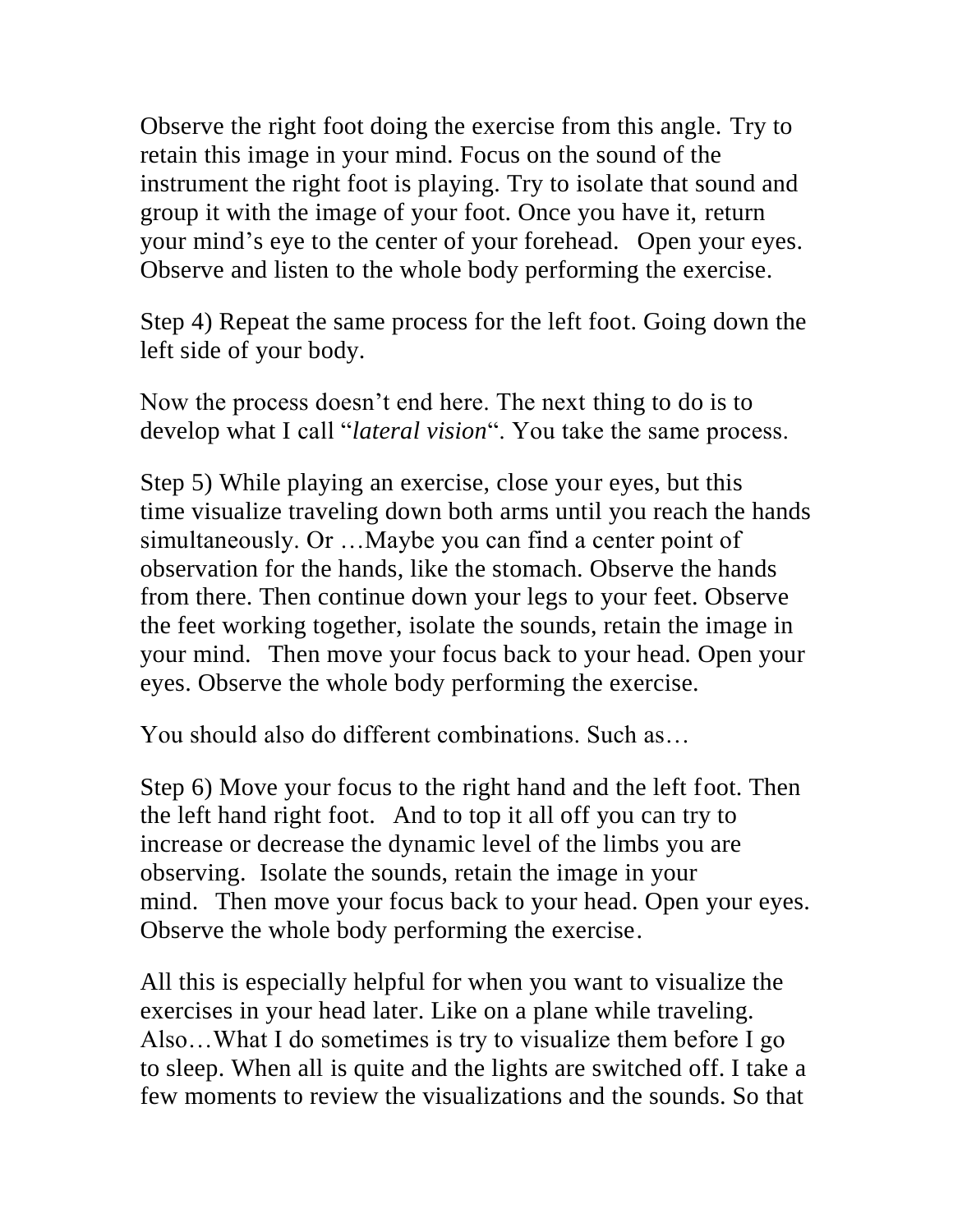Observe the right foot doing the exercise from this angle. Try to retain this image in your mind. Focus on the sound of the instrument the right foot is playing. Try to isolate that sound and group it with the image of your foot. Once you have it, return your mind's eye to the center of your forehead. Open your eyes. Observe and listen to the whole body performing the exercise.

Step 4) Repeat the same process for the left foot. Going down the left side of your body.

Now the process doesn't end here. The next thing to do is to develop what I call "*lateral vision*". You take the same process.

Step 5) While playing an exercise, close your eyes, but this time visualize traveling down both arms until you reach the hands simultaneously. Or …Maybe you can find a center point of observation for the hands, like the stomach. Observe the hands from there. Then continue down your legs to your feet. Observe the feet working together, isolate the sounds, retain the image in your mind. Then move your focus back to your head. Open your eyes. Observe the whole body performing the exercise.

You should also do different combinations. Such as…

Step 6) Move your focus to the right hand and the left foot. Then the left hand right foot. And to top it all off you can try to increase or decrease the dynamic level of the limbs you are observing. Isolate the sounds, retain the image in your mind. Then move your focus back to your head. Open your eyes. Observe the whole body performing the exercise.

All this is especially helpful for when you want to visualize the exercises in your head later. Like on a plane while traveling. Also…What I do sometimes is try to visualize them before I go to sleep. When all is quite and the lights are switched off. I take a few moments to review the visualizations and the sounds. So that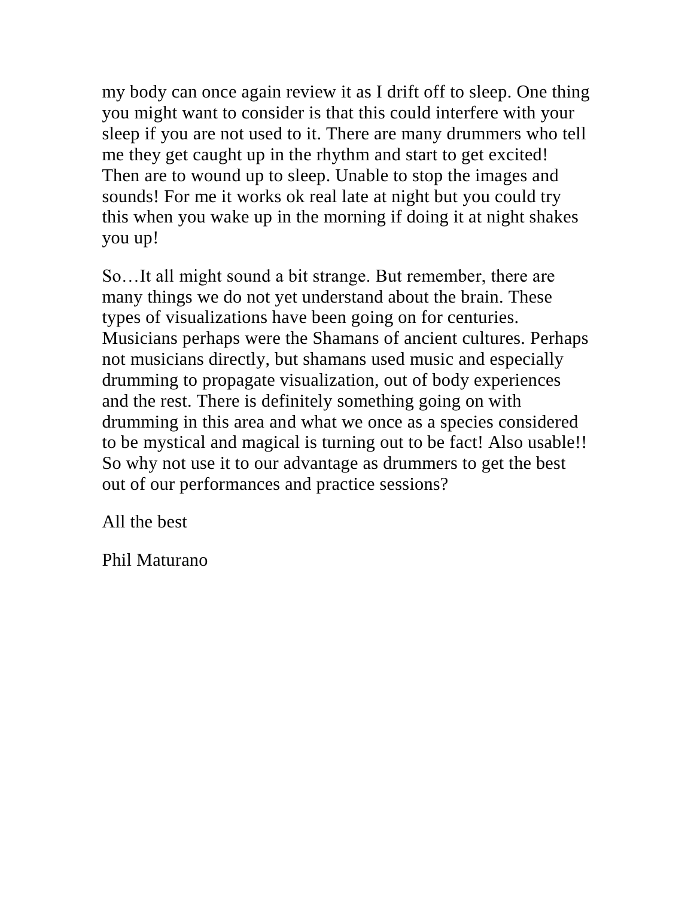my body can once again review it as I drift off to sleep. One thing you might want to consider is that this could interfere with your sleep if you are not used to it. There are many drummers who tell me they get caught up in the rhythm and start to get excited! Then are to wound up to sleep. Unable to stop the images and sounds! For me it works ok real late at night but you could try this when you wake up in the morning if doing it at night shakes you up!

So…It all might sound a bit strange. But remember, there are many things we do not yet understand about the brain. These types of visualizations have been going on for centuries. Musicians perhaps were the Shamans of ancient cultures. Perhaps not musicians directly, but shamans used music and especially drumming to propagate visualization, out of body experiences and the rest. There is definitely something going on with drumming in this area and what we once as a species considered to be mystical and magical is turning out to be fact! Also usable!! So why not use it to our advantage as drummers to get the best out of our performances and practice sessions?

All the best

Phil Maturano